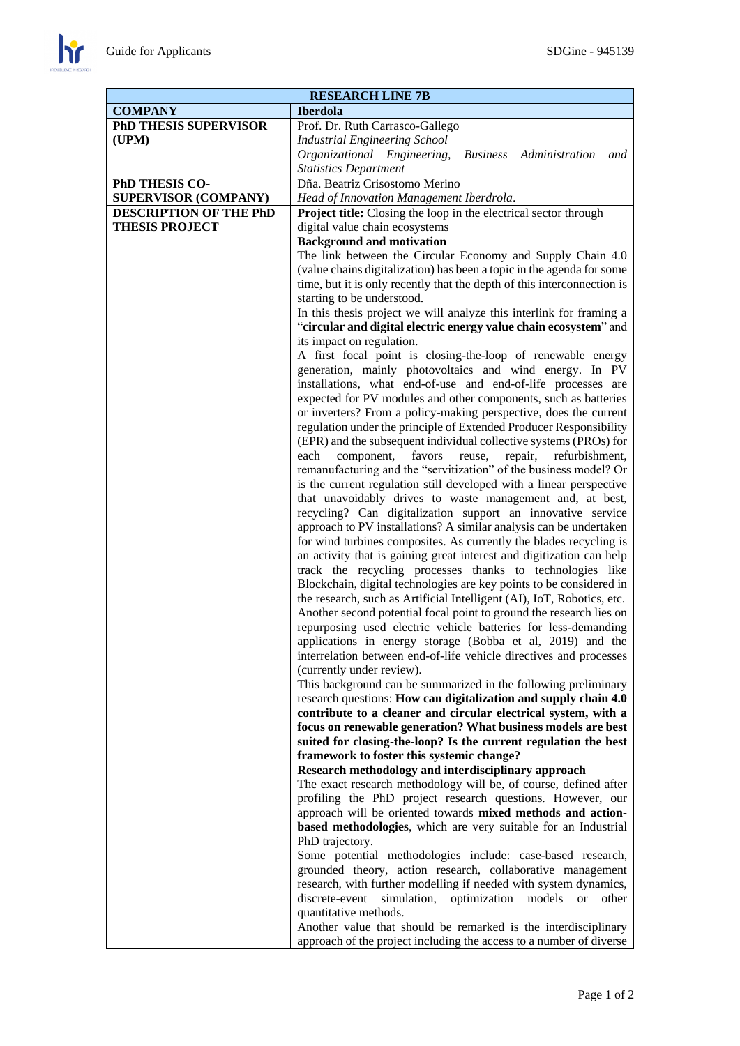| RESEARCH LINE 7B | |
|---|---|
| **COMPANY** | **Iberdola** |
| **PhD THESIS SUPERVISOR (UPM)** | Prof. Dr. Ruth Carrasco-Gallego<br>*Industrial Engineering School*<br>*Organizational Engineering, Business Administration and Statistics Department* |
| **PhD THESIS CO-SUPERVISOR (COMPANY)** | Dña. Beatriz Crisostomo Merino<br>*Head of Innovation Management Iberdrola*. |
| **DESCRIPTION OF THE PhD THESIS PROJECT** | **Project title:** Closing the loop in the electrical sector through digital value chain ecosystems<br>**Background and motivation**<br>The link between the Circular Economy and Supply Chain 4.0 (value chains digitalization) has been a topic in the agenda for some time, but it is only recently that the depth of this interconnection is starting to be understood.<br>In this thesis project we will analyze this interlink for framing a "**circular and digital electric energy value chain ecosystem**" and its impact on regulation.<br>A first focal point is closing-the-loop of renewable energy generation, mainly photovoltaics and wind energy. In PV installations, what end-of-use and end-of-life processes are expected for PV modules and other components, such as batteries or inverters? From a policy-making perspective, does the current regulation under the principle of Extended Producer Responsibility (EPR) and the subsequent individual collective systems (PROs) for each component, favors reuse, repair, refurbishment, remanufacturing and the "servitization" of the business model? Or is the current regulation still developed with a linear perspective that unavoidably drives to waste management and, at best, recycling? Can digitalization support an innovative service approach to PV installations? A similar analysis can be undertaken for wind turbines composites. As currently the blades recycling is an activity that is gaining great interest and digitization can help track the recycling processes thanks to technologies like Blockchain, digital technologies are key points to be considered in the research, such as Artificial Intelligent (AI), IoT, Robotics, etc.<br>Another second potential focal point to ground the research lies on repurposing used electric vehicle batteries for less-demanding applications in energy storage (Bobba et al, 2019) and the interrelation between end-of-life vehicle directives and processes (currently under review).<br>This background can be summarized in the following preliminary research questions: **How can digitalization and supply chain 4.0 contribute to a cleaner and circular electrical system, with a focus on renewable generation? What business models are best suited for closing-the-loop? Is the current regulation the best framework to foster this systemic change?**<br>**Research methodology and interdisciplinary approach**<br>The exact research methodology will be, of course, defined after profiling the PhD project research questions. However, our approach will be oriented towards **mixed methods and action-based methodologies**, which are very suitable for an Industrial PhD trajectory.<br>Some potential methodologies include: case-based research, grounded theory, action research, collaborative management research, with further modelling if needed with system dynamics, discrete-event simulation, optimization models or other quantitative methods.<br>Another value that should be remarked is the interdisciplinary approach of the project including the access to a number of diverse |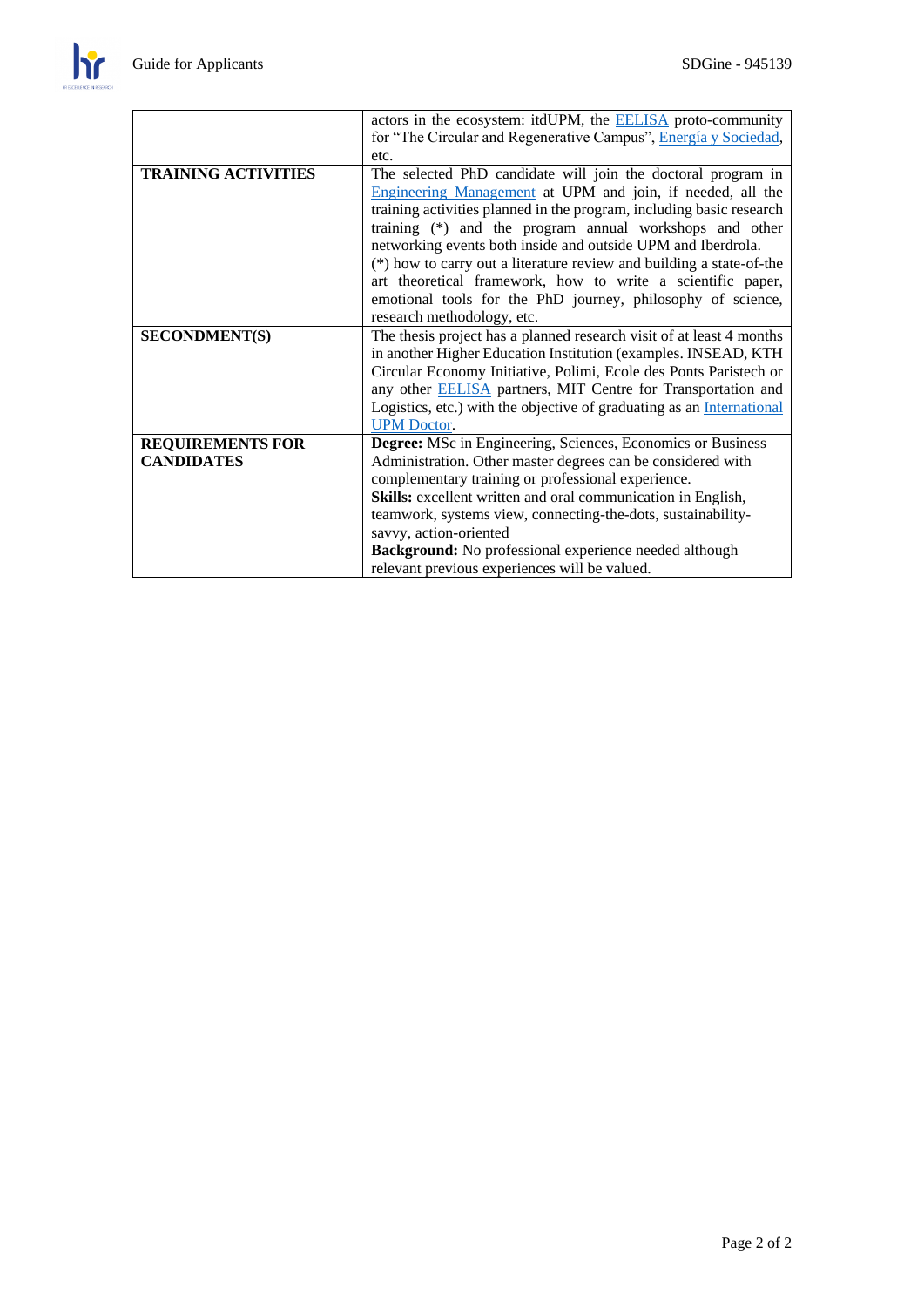| | |
|---|---|
| | actors in the ecosystem: itdUPM, the EELISA proto-community for "The Circular and Regenerative Campus", Energía y Sociedad, etc. |
| **TRAINING ACTIVITIES** | The selected PhD candidate will join the doctoral program in Engineering Management at UPM and join, if needed, all the training activities planned in the program, including basic research training (*) and the program annual workshops and other networking events both inside and outside UPM and Iberdrola.<br>(*) how to carry out a literature review and building a state-of-the art theoretical framework, how to write a scientific paper, emotional tools for the PhD journey, philosophy of science, research methodology, etc. |
| **SECONDMENT(S)** | The thesis project has a planned research visit of at least 4 months in another Higher Education Institution (examples. INSEAD, KTH Circular Economy Initiative, Polimi, Ecole des Ponts Paristech or any other EELISA partners, MIT Centre for Transportation and Logistics, etc.) with the objective of graduating as an International UPM Doctor. |
| **REQUIREMENTS FOR CANDIDATES** | **Degree:** MSc in Engineering, Sciences, Economics or Business Administration. Other master degrees can be considered with complementary training or professional experience.<br>**Skills:** excellent written and oral communication in English, teamwork, systems view, connecting-the-dots, sustainability-savvy, action-oriented<br>**Background:** No professional experience needed although relevant previous experiences will be valued. |